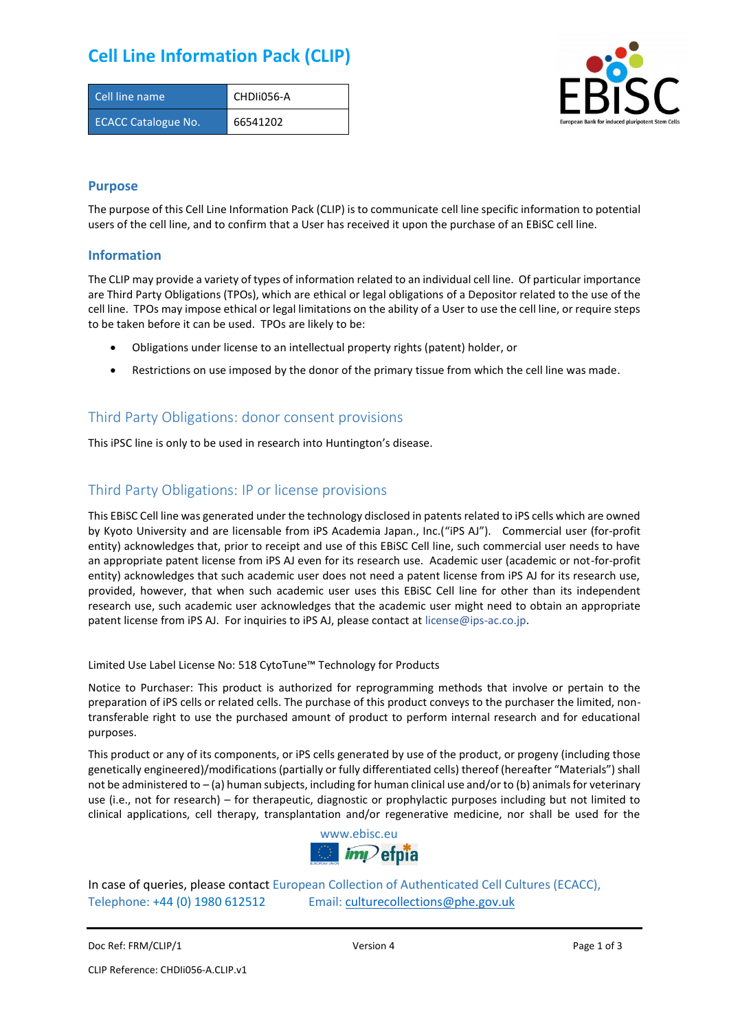# Cell Line Information Pack (CLIP)

| Cell line name | CHDIi056-A |
|---|---|
| ECACC Catalogue No. | 66541202 |

## Purpose

The purpose of this Cell Line Information Pack (CLIP) is to communicate cell line specific information to potential users of the cell line, and to confirm that a User has received it upon the purchase of an EBiSC cell line.

## Information

The CLIP may provide a variety of types of information related to an individual cell line. Of particular importance are Third Party Obligations (TPOs), which are ethical or legal obligations of a Depositor related to the use of the cell line. TPOs may impose ethical or legal limitations on the ability of a User to use the cell line, or require steps to be taken before it can be used. TPOs are likely to be:

- Obligations under license to an intellectual property rights (patent) holder, or
- Restrictions on use imposed by the donor of the primary tissue from which the cell line was made.

## Third Party Obligations: donor consent provisions

This iPSC line is only to be used in research into Huntington's disease.

## Third Party Obligations: IP or license provisions

This EBiSC Cell line was generated under the technology disclosed in patents related to iPS cells which are owned by Kyoto University and are licensable from iPS Academia Japan., Inc.("iPS AJ"). Commercial user (for-profit entity) acknowledges that, prior to receipt and use of this EBiSC Cell line, such commercial user needs to have an appropriate patent license from iPS AJ even for its research use. Academic user (academic or not-for-profit entity) acknowledges that such academic user does not need a patent license from iPS AJ for its research use, provided, however, that when such academic user uses this EBiSC Cell line for other than its independent research use, such academic user acknowledges that the academic user might need to obtain an appropriate patent license from iPS AJ. For inquiries to iPS AJ, please contact at license@ips-ac.co.jp.

Limited Use Label License No: 518 CytoTune™ Technology for Products

Notice to Purchaser: This product is authorized for reprogramming methods that involve or pertain to the preparation of iPS cells or related cells. The purchase of this product conveys to the purchaser the limited, non-transferable right to use the purchased amount of product to perform internal research and for educational purposes.

This product or any of its components, or iPS cells generated by use of the product, or progeny (including those genetically engineered)/modifications (partially or fully differentiated cells) thereof (hereafter "Materials") shall not be administered to – (a) human subjects, including for human clinical use and/or to (b) animals for veterinary use (i.e., not for research) – for therapeutic, diagnostic or prophylactic purposes including but not limited to clinical applications, cell therapy, transplantation and/or regenerative medicine, nor shall be used for the

www.ebisc.eu

In case of queries, please contact European Collection of Authenticated Cell Cultures (ECACC), Telephone: +44 (0) 1980 612512 Email: culturecollections@phe.gov.uk

Doc Ref: FRM/CLIP/1 Version 4

CLIP Reference: CHDIi056-A.CLIP.v1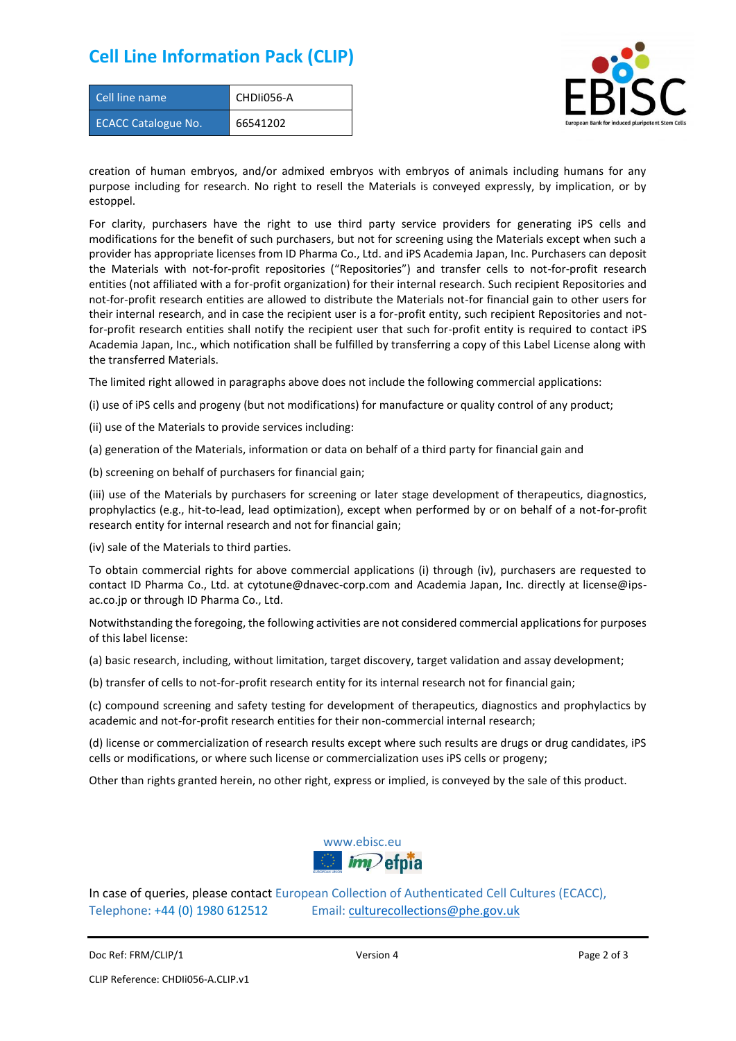# Cell Line Information Pack (CLIP)

| Cell line name | CHDIi056-A |
|---|---|
| ECACC Catalogue No. | 66541202 |

creation of human embryos, and/or admixed embryos with embryos of animals including humans for any purpose including for research. No right to resell the Materials is conveyed expressly, by implication, or by estoppel.

For clarity, purchasers have the right to use third party service providers for generating iPS cells and modifications for the benefit of such purchasers, but not for screening using the Materials except when such a provider has appropriate licenses from ID Pharma Co., Ltd. and iPS Academia Japan, Inc. Purchasers can deposit the Materials with not-for-profit repositories ("Repositories") and transfer cells to not-for-profit research entities (not affiliated with a for-profit organization) for their internal research. Such recipient Repositories and not-for-profit research entities are allowed to distribute the Materials not-for financial gain to other users for their internal research, and in case the recipient user is a for-profit entity, such recipient Repositories and not-for-profit research entities shall notify the recipient user that such for-profit entity is required to contact iPS Academia Japan, Inc., which notification shall be fulfilled by transferring a copy of this Label License along with the transferred Materials.

The limited right allowed in paragraphs above does not include the following commercial applications:

(i) use of iPS cells and progeny (but not modifications) for manufacture or quality control of any product;

(ii) use of the Materials to provide services including:

(a) generation of the Materials, information or data on behalf of a third party for financial gain and

(b) screening on behalf of purchasers for financial gain;

(iii) use of the Materials by purchasers for screening or later stage development of therapeutics, diagnostics, prophylactics (e.g., hit-to-lead, lead optimization), except when performed by or on behalf of a not-for-profit research entity for internal research and not for financial gain;

(iv) sale of the Materials to third parties.

To obtain commercial rights for above commercial applications (i) through (iv), purchasers are requested to contact ID Pharma Co., Ltd. at cytotune@dnavec-corp.com and Academia Japan, Inc. directly at license@ips-ac.co.jp or through ID Pharma Co., Ltd.

Notwithstanding the foregoing, the following activities are not considered commercial applications for purposes of this label license:

(a) basic research, including, without limitation, target discovery, target validation and assay development;

(b) transfer of cells to not-for-profit research entity for its internal research not for financial gain;

(c) compound screening and safety testing for development of therapeutics, diagnostics and prophylactics by academic and not-for-profit research entities for their non-commercial internal research;

(d) license or commercialization of research results except where such results are drugs or drug candidates, iPS cells or modifications, or where such license or commercialization uses iPS cells or progeny;

Other than rights granted herein, no other right, express or implied, is conveyed by the sale of this product.

www.ebisc.eu

In case of queries, please contact European Collection of Authenticated Cell Cultures (ECACC), Telephone: +44 (0) 1980 612512 Email: culturecollections@phe.gov.uk

Doc Ref: FRM/CLIP/1 Version 4

CLIP Reference: CHDIi056-A.CLIP.v1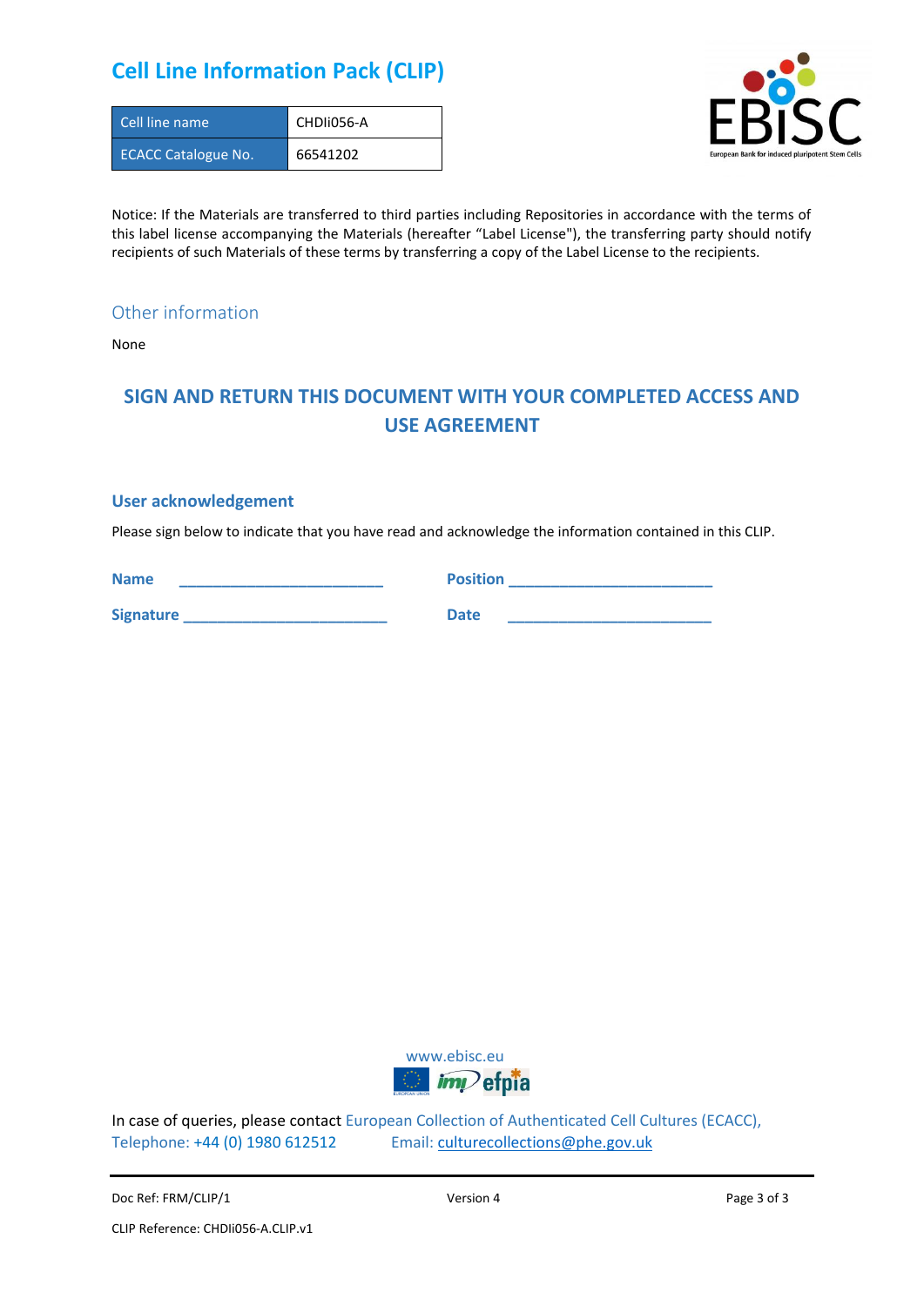# Cell Line Information Pack (CLIP)

| | |
|---|---|
| Cell line name | CHDIi056-A |
| ECACC Catalogue No. | 66541202 |

Notice: If the Materials are transferred to third parties including Repositories in accordance with the terms of this label license accompanying the Materials (hereafter "Label License"), the transferring party should notify recipients of such Materials of these terms by transferring a copy of the Label License to the recipients.

## Other information

None

## SIGN AND RETURN THIS DOCUMENT WITH YOUR COMPLETED ACCESS AND USE AGREEMENT

### User acknowledgement

Please sign below to indicate that you have read and acknowledge the information contained in this CLIP.

**Name** _________________________ **Position** _________________________

**Signature** _________________________ **Date** _________________________

www.ebisc.eu

In case of queries, please contact European Collection of Authenticated Cell Cultures (ECACC), Telephone: +44 (0) 1980 612512 Email: culturecollections@phe.gov.uk

Doc Ref: FRM/CLIP/1 Version 4

CLIP Reference: CHDIi056-A.CLIP.v1